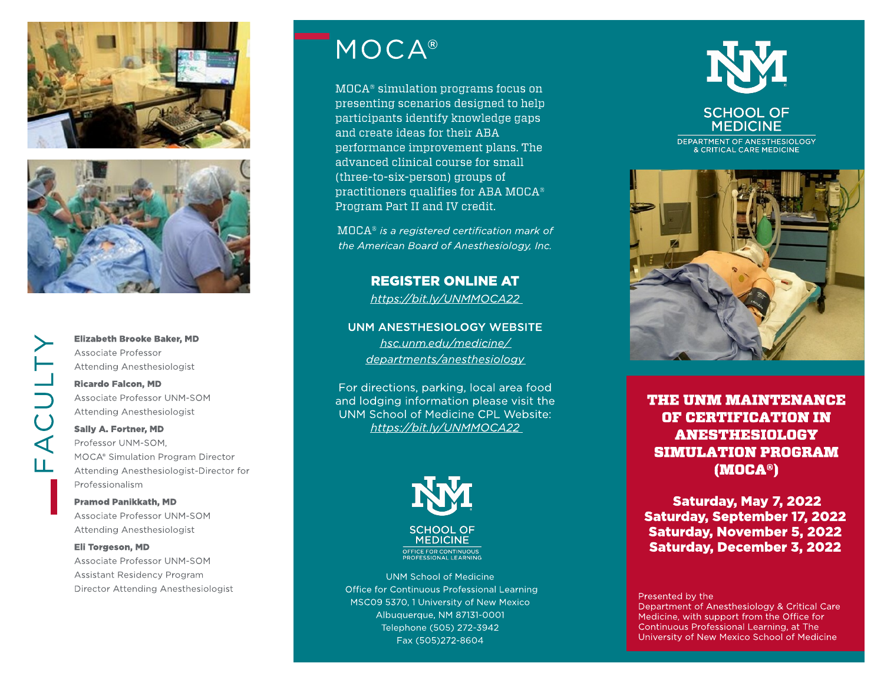# FACULTY

**Elizabeth Brooke Baker, MD**
Associate Professor
Attending Anesthesiologist

**Ricardo Falcon, MD**
Associate Professor UNM-SOM
Attending Anesthesiologist

**Sally A. Fortner, MD**
Professor UNM-SOM,
MOCA® Simulation Program Director
Attending Anesthesiologist-Director for Professionalism

**Pramod Panikkath, MD**
Associate Professor UNM-SOM
Attending Anesthesiologist

**Eli Torgeson, MD**
Associate Professor UNM-SOM
Assistant Residency Program Director Attending Anesthesiologist

# MOCA®

MOCA® simulation programs focus on presenting scenarios designed to help participants identify knowledge gaps and create ideas for their ABA performance improvement plans. The advanced clinical course for small (three-to-six-person) groups of practitioners qualifies for ABA MOCA® Program Part II and IV credit.

*MOCA® is a registered certification mark of the American Board of Anesthesiology, Inc.*

**REGISTER ONLINE AT**
https://bit.ly/UNMMOCA22

**UNM ANESTHESIOLOGY WEBSITE**
hsc.unm.edu/medicine/departments/anesthesiology

For directions, parking, local area food and lodging information please visit the UNM School of Medicine CPL Website:
https://bit.ly/UNMMOCA22

SCHOOL OF MEDICINE
OFFICE FOR CONTINUOUS PROFESSIONAL LEARNING

UNM School of Medicine
Office for Continuous Professional Learning
MSC09 5370, 1 University of New Mexico
Albuquerque, NM 87131-0001
Telephone (505) 272-3942
Fax (505)272-8604

SCHOOL OF MEDICINE
DEPARTMENT OF ANESTHESIOLOGY & CRITICAL CARE MEDICINE

# THE UNM MAINTENANCE OF CERTIFICATION IN ANESTHESIOLOGY SIMULATION PROGRAM (MOCA®)

**Saturday, May 7, 2022**
**Saturday, September 17, 2022**
**Saturday, November 5, 2022**
**Saturday, December 3, 2022**

Presented by the Department of Anesthesiology & Critical Care Medicine, with support from the Office for Continuous Professional Learning, at The University of New Mexico School of Medicine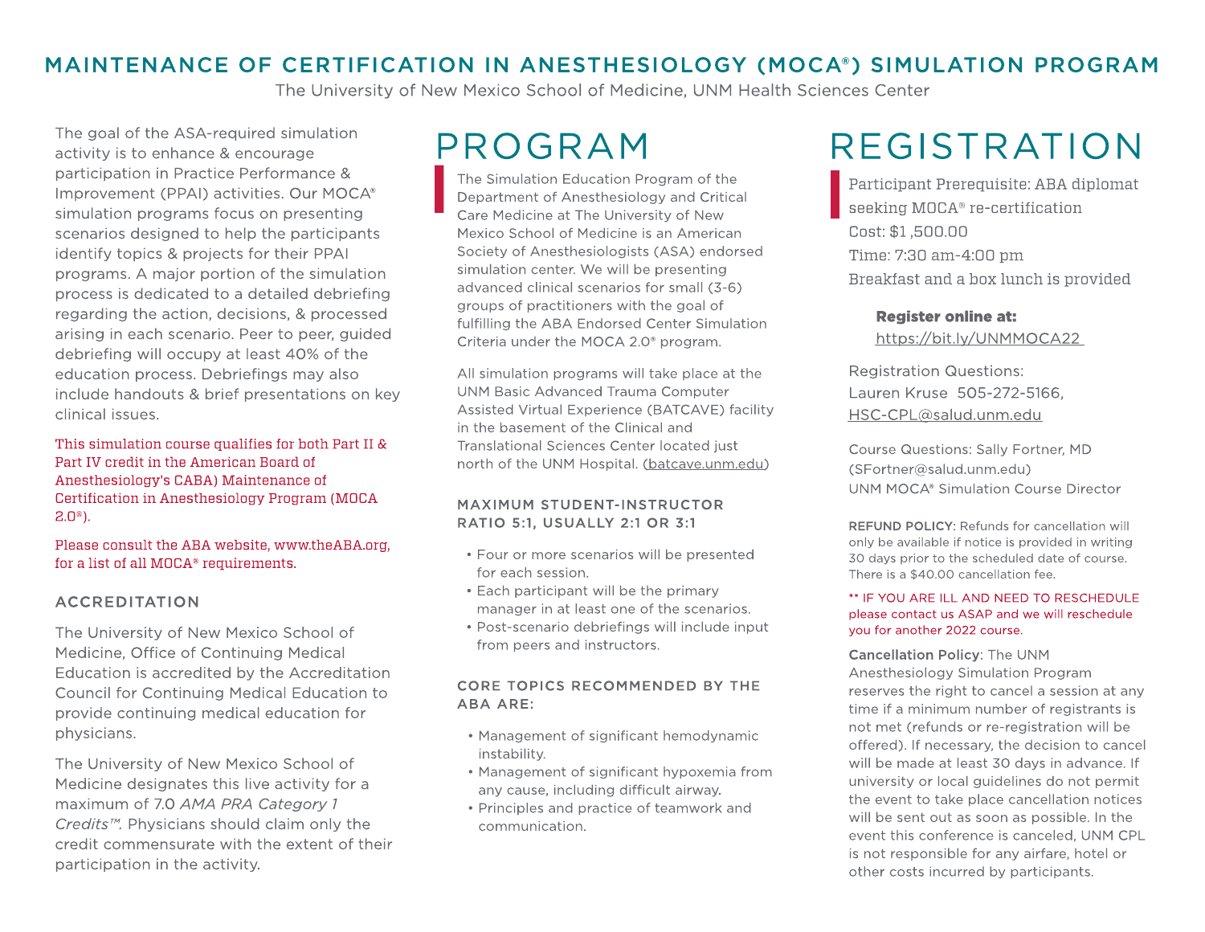# MAINTENANCE OF CERTIFICATION IN ANESTHESIOLOGY (MOCA®) SIMULATION PROGRAM

The University of New Mexico School of Medicine, UNM Health Sciences Center

The goal of the ASA-required simulation activity is to enhance & encourage participation in Practice Performance & Improvement (PPAI) activities. Our MOCA® simulation programs focus on presenting scenarios designed to help the participants identify topics & projects for their PPAI programs. A major portion of the simulation process is dedicated to a detailed debriefing regarding the action, decisions, & processed arising in each scenario. Peer to peer, guided debriefing will occupy at least 40% of the education process. Debriefings may also include handouts & brief presentations on key clinical issues.

This simulation course qualifies for both Part II & Part IV credit in the American Board of Anesthesiology's CABA) Maintenance of Certification in Anesthesiology Program (MOCA 2.0®).

Please consult the ABA website, www.theABA.org, for a list of all MOCA® requirements.

### ACCREDITATION

The University of New Mexico School of Medicine, Office of Continuing Medical Education is accredited by the Accreditation Council for Continuing Medical Education to provide continuing medical education for physicians.

The University of New Mexico School of Medicine designates this live activity for a maximum of 7.0 *AMA PRA Category 1 Credits™*. Physicians should claim only the credit commensurate with the extent of their participation in the activity.

## PROGRAM

The Simulation Education Program of the Department of Anesthesiology and Critical Care Medicine at The University of New Mexico School of Medicine is an American Society of Anesthesiologists (ASA) endorsed simulation center. We will be presenting advanced clinical scenarios for small (3-6) groups of practitioners with the goal of fulfilling the ABA Endorsed Center Simulation Criteria under the MOCA 2.0® program.

All simulation programs will take place at the UNM Basic Advanced Trauma Computer Assisted Virtual Experience (BATCAVE) facility in the basement of the Clinical and Translational Sciences Center located just north of the UNM Hospital. (batcave.unm.edu)

### MAXIMUM STUDENT-INSTRUCTOR RATIO 5:1, USUALLY 2:1 OR 3:1

- Four or more scenarios will be presented for each session.
- Each participant will be the primary manager in at least one of the scenarios.
- Post-scenario debriefings will include input from peers and instructors.

### CORE TOPICS RECOMMENDED BY THE ABA ARE:

- Management of significant hemodynamic instability.
- Management of significant hypoxemia from any cause, including difficult airway.
- Principles and practice of teamwork and communication.

## REGISTRATION

Participant Prerequisite: ABA diplomat seeking MOCA® re-certification
Cost: $1 ,500.00
Time: 7:30 am-4:00 pm
Breakfast and a box lunch is provided

**Register online at:**
https://bit.ly/UNMMOCA22

Registration Questions:
Lauren Kruse 505-272-5166,
HSC-CPL@salud.unm.edu

Course Questions: Sally Fortner, MD (SFortner@salud.unm.edu)
UNM MOCA® Simulation Course Director

**REFUND POLICY**: Refunds for cancellation will only be available if notice is provided in writing 30 days prior to the scheduled date of course. There is a $40.00 cancellation fee.

** IF YOU ARE ILL AND NEED TO RESCHEDULE please contact us ASAP and we will reschedule you for another 2022 course.

**Cancellation Policy**: The UNM Anesthesiology Simulation Program reserves the right to cancel a session at any time if a minimum number of registrants is not met (refunds or re-registration will be offered). If necessary, the decision to cancel will be made at least 30 days in advance. If university or local guidelines do not permit the event to take place cancellation notices will be sent out as soon as possible. In the event this conference is canceled, UNM CPL is not responsible for any airfare, hotel or other costs incurred by participants.